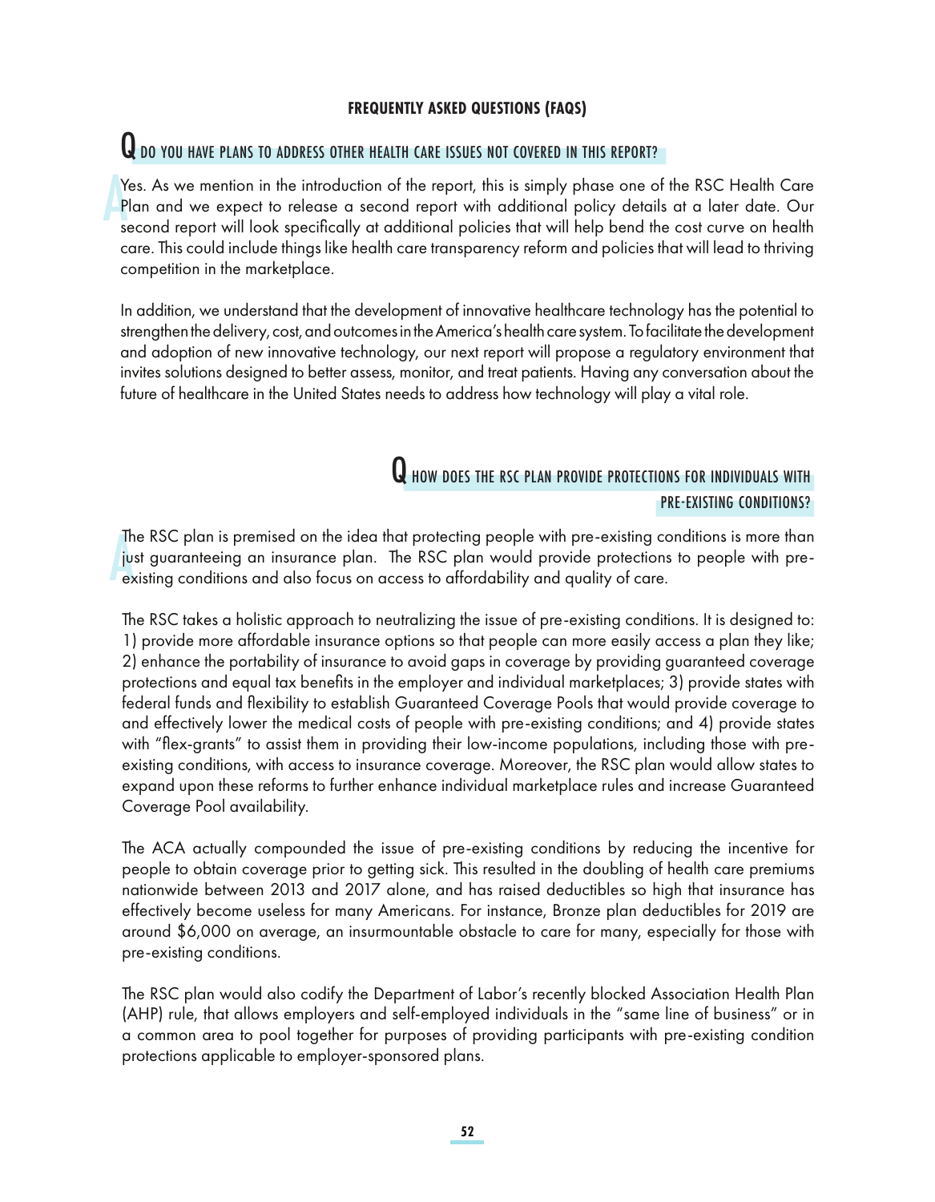## FREQUENTLY ASKED QUESTIONS (FAQS)

### Q DO YOU HAVE PLANS TO ADDRESS OTHER HEALTH CARE ISSUES NOT COVERED IN THIS REPORT?

**A** Yes. As we mention in the introduction of the report, this is simply phase one of the RSC Health Care Plan and we expect to release a second report with additional policy details at a later date. Our second report will look specifically at additional policies that will help bend the cost curve on health care. This could include things like health care transparency reform and policies that will lead to thriving competition in the marketplace.

In addition, we understand that the development of innovative healthcare technology has the potential to strengthen the delivery, cost, and outcomes in the America's health care system. To facilitate the development and adoption of new innovative technology, our next report will propose a regulatory environment that invites solutions designed to better assess, monitor, and treat patients. Having any conversation about the future of healthcare in the United States needs to address how technology will play a vital role.

### Q HOW DOES THE RSC PLAN PROVIDE PROTECTIONS FOR INDIVIDUALS WITH PRE-EXISTING CONDITIONS?

**A** The RSC plan is premised on the idea that protecting people with pre-existing conditions is more than just guaranteeing an insurance plan. The RSC plan would provide protections to people with pre-existing conditions and also focus on access to affordability and quality of care.

The RSC takes a holistic approach to neutralizing the issue of pre-existing conditions. It is designed to: 1) provide more affordable insurance options so that people can more easily access a plan they like; 2) enhance the portability of insurance to avoid gaps in coverage by providing guaranteed coverage protections and equal tax benefits in the employer and individual marketplaces; 3) provide states with federal funds and flexibility to establish Guaranteed Coverage Pools that would provide coverage to and effectively lower the medical costs of people with pre-existing conditions; and 4) provide states with "flex-grants" to assist them in providing their low-income populations, including those with pre-existing conditions, with access to insurance coverage. Moreover, the RSC plan would allow states to expand upon these reforms to further enhance individual marketplace rules and increase Guaranteed Coverage Pool availability.

The ACA actually compounded the issue of pre-existing conditions by reducing the incentive for people to obtain coverage prior to getting sick. This resulted in the doubling of health care premiums nationwide between 2013 and 2017 alone, and has raised deductibles so high that insurance has effectively become useless for many Americans. For instance, Bronze plan deductibles for 2019 are around $6,000 on average, an insurmountable obstacle to care for many, especially for those with pre-existing conditions.

The RSC plan would also codify the Department of Labor's recently blocked Association Health Plan (AHP) rule, that allows employers and self-employed individuals in the "same line of business" or in a common area to pool together for purposes of providing participants with pre-existing condition protections applicable to employer-sponsored plans.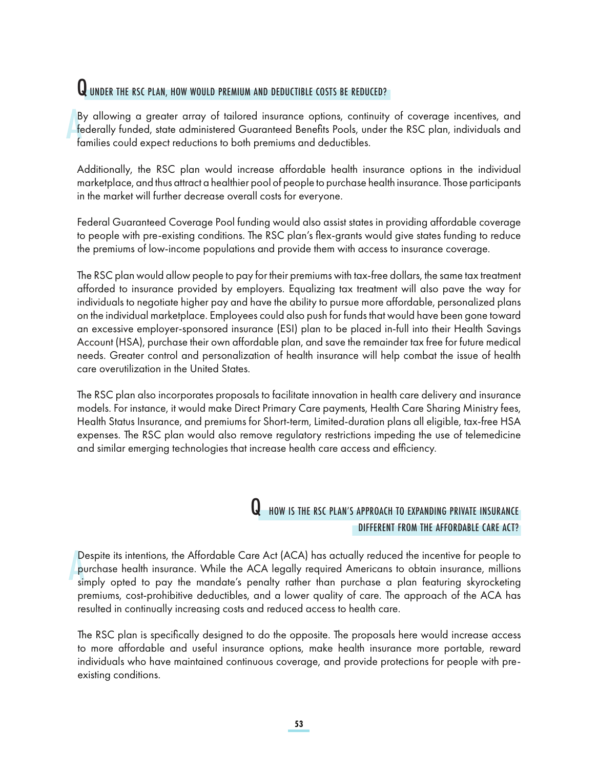## Q UNDER THE RSC PLAN, HOW WOULD PREMIUM AND DEDUCTIBLE COSTS BE REDUCED?

**A** By allowing a greater array of tailored insurance options, continuity of coverage incentives, and federally funded, state administered Guaranteed Benefits Pools, under the RSC plan, individuals and families could expect reductions to both premiums and deductibles.

Additionally, the RSC plan would increase affordable health insurance options in the individual marketplace, and thus attract a healthier pool of people to purchase health insurance. Those participants in the market will further decrease overall costs for everyone.

Federal Guaranteed Coverage Pool funding would also assist states in providing affordable coverage to people with pre-existing conditions. The RSC plan's flex-grants would give states funding to reduce the premiums of low-income populations and provide them with access to insurance coverage.

The RSC plan would allow people to pay for their premiums with tax-free dollars, the same tax treatment afforded to insurance provided by employers. Equalizing tax treatment will also pave the way for individuals to negotiate higher pay and have the ability to pursue more affordable, personalized plans on the individual marketplace. Employees could also push for funds that would have been gone toward an excessive employer-sponsored insurance (ESI) plan to be placed in-full into their Health Savings Account (HSA), purchase their own affordable plan, and save the remainder tax free for future medical needs. Greater control and personalization of health insurance will help combat the issue of health care overutilization in the United States.

The RSC plan also incorporates proposals to facilitate innovation in health care delivery and insurance models. For instance, it would make Direct Primary Care payments, Health Care Sharing Ministry fees, Health Status Insurance, and premiums for Short-term, Limited-duration plans all eligible, tax-free HSA expenses. The RSC plan would also remove regulatory restrictions impeding the use of telemedicine and similar emerging technologies that increase health care access and efficiency.

## Q HOW IS THE RSC PLAN'S APPROACH TO EXPANDING PRIVATE INSURANCE DIFFERENT FROM THE AFFORDABLE CARE ACT?

**A** Despite its intentions, the Affordable Care Act (ACA) has actually reduced the incentive for people to purchase health insurance. While the ACA legally required Americans to obtain insurance, millions simply opted to pay the mandate's penalty rather than purchase a plan featuring skyrocketing premiums, cost-prohibitive deductibles, and a lower quality of care. The approach of the ACA has resulted in continually increasing costs and reduced access to health care.

The RSC plan is specifically designed to do the opposite. The proposals here would increase access to more affordable and useful insurance options, make health insurance more portable, reward individuals who have maintained continuous coverage, and provide protections for people with pre-existing conditions.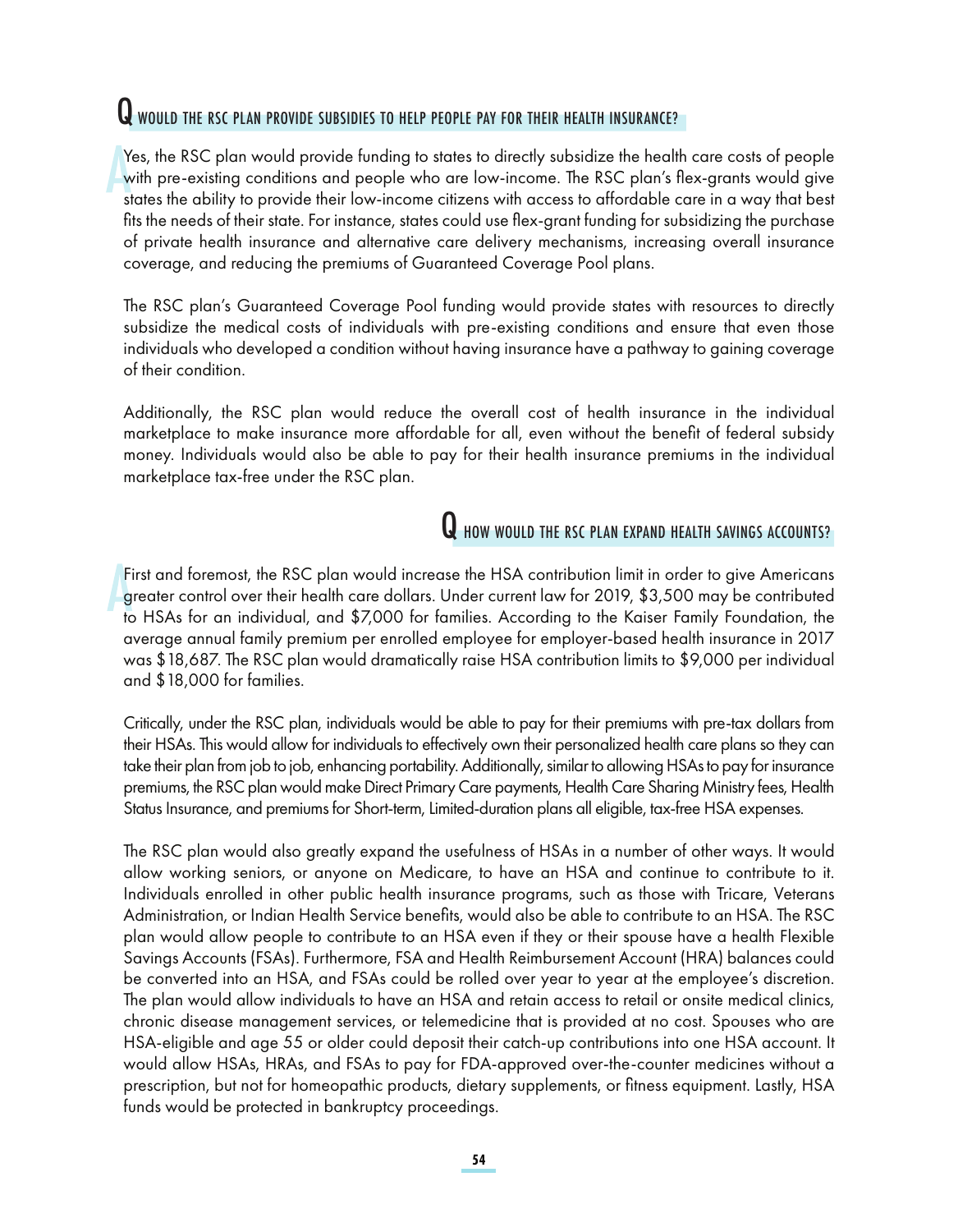## Q WOULD THE RSC PLAN PROVIDE SUBSIDIES TO HELP PEOPLE PAY FOR THEIR HEALTH INSURANCE?

**A** Yes, the RSC plan would provide funding to states to directly subsidize the health care costs of people with pre-existing conditions and people who are low-income. The RSC plan's flex-grants would give states the ability to provide their low-income citizens with access to affordable care in a way that best fits the needs of their state. For instance, states could use flex-grant funding for subsidizing the purchase of private health insurance and alternative care delivery mechanisms, increasing overall insurance coverage, and reducing the premiums of Guaranteed Coverage Pool plans.

The RSC plan's Guaranteed Coverage Pool funding would provide states with resources to directly subsidize the medical costs of individuals with pre-existing conditions and ensure that even those individuals who developed a condition without having insurance have a pathway to gaining coverage of their condition.

Additionally, the RSC plan would reduce the overall cost of health insurance in the individual marketplace to make insurance more affordable for all, even without the benefit of federal subsidy money. Individuals would also be able to pay for their health insurance premiums in the individual marketplace tax-free under the RSC plan.

## Q HOW WOULD THE RSC PLAN EXPAND HEALTH SAVINGS ACCOUNTS?

**A** First and foremost, the RSC plan would increase the HSA contribution limit in order to give Americans greater control over their health care dollars. Under current law for 2019, $3,500 may be contributed to HSAs for an individual, and $7,000 for families. According to the Kaiser Family Foundation, the average annual family premium per enrolled employee for employer-based health insurance in 2017 was $18,687. The RSC plan would dramatically raise HSA contribution limits to $9,000 per individual and $18,000 for families.

Critically, under the RSC plan, individuals would be able to pay for their premiums with pre-tax dollars from their HSAs. This would allow for individuals to effectively own their personalized health care plans so they can take their plan from job to job, enhancing portability. Additionally, similar to allowing HSAs to pay for insurance premiums, the RSC plan would make Direct Primary Care payments, Health Care Sharing Ministry fees, Health Status Insurance, and premiums for Short-term, Limited-duration plans all eligible, tax-free HSA expenses.

The RSC plan would also greatly expand the usefulness of HSAs in a number of other ways. It would allow working seniors, or anyone on Medicare, to have an HSA and continue to contribute to it. Individuals enrolled in other public health insurance programs, such as those with Tricare, Veterans Administration, or Indian Health Service benefits, would also be able to contribute to an HSA. The RSC plan would allow people to contribute to an HSA even if they or their spouse have a health Flexible Savings Accounts (FSAs). Furthermore, FSA and Health Reimbursement Account (HRA) balances could be converted into an HSA, and FSAs could be rolled over year to year at the employee's discretion. The plan would allow individuals to have an HSA and retain access to retail or onsite medical clinics, chronic disease management services, or telemedicine that is provided at no cost. Spouses who are HSA-eligible and age 55 or older could deposit their catch-up contributions into one HSA account. It would allow HSAs, HRAs, and FSAs to pay for FDA-approved over-the-counter medicines without a prescription, but not for homeopathic products, dietary supplements, or fitness equipment. Lastly, HSA funds would be protected in bankruptcy proceedings.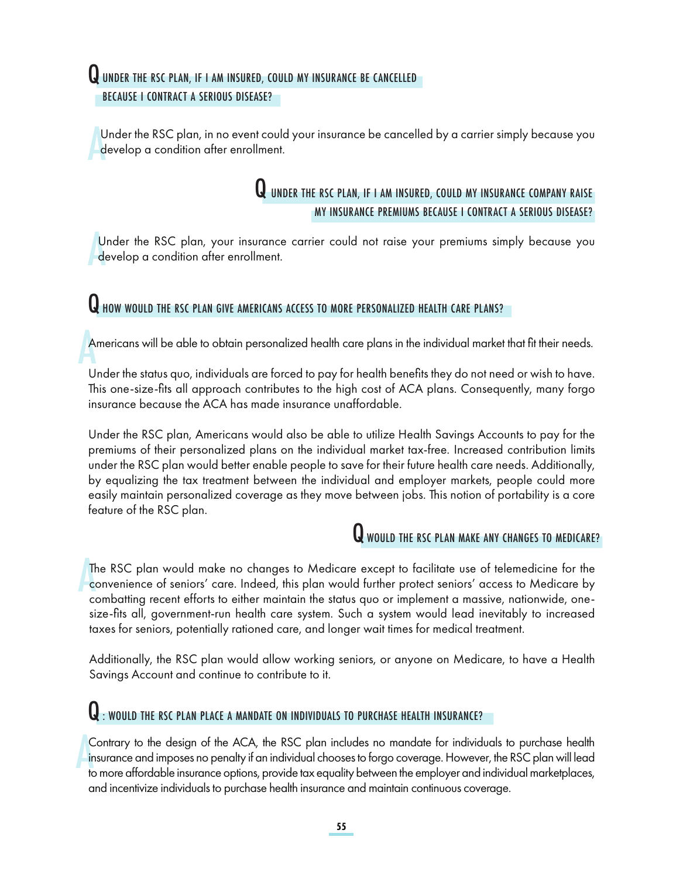## Q UNDER THE RSC PLAN, IF I AM INSURED, COULD MY INSURANCE BE CANCELLED BECAUSE I CONTRACT A SERIOUS DISEASE?

A Under the RSC plan, in no event could your insurance be cancelled by a carrier simply because you develop a condition after enrollment.

## Q UNDER THE RSC PLAN, IF I AM INSURED, COULD MY INSURANCE COMPANY RAISE MY INSURANCE PREMIUMS BECAUSE I CONTRACT A SERIOUS DISEASE?

A Under the RSC plan, your insurance carrier could not raise your premiums simply because you develop a condition after enrollment.

## Q HOW WOULD THE RSC PLAN GIVE AMERICANS ACCESS TO MORE PERSONALIZED HEALTH CARE PLANS?

A Americans will be able to obtain personalized health care plans in the individual market that fit their needs.

Under the status quo, individuals are forced to pay for health benefits they do not need or wish to have. This one-size-fits all approach contributes to the high cost of ACA plans. Consequently, many forgo insurance because the ACA has made insurance unaffordable.

Under the RSC plan, Americans would also be able to utilize Health Savings Accounts to pay for the premiums of their personalized plans on the individual market tax-free. Increased contribution limits under the RSC plan would better enable people to save for their future health care needs. Additionally, by equalizing the tax treatment between the individual and employer markets, people could more easily maintain personalized coverage as they move between jobs. This notion of portability is a core feature of the RSC plan.

## Q WOULD THE RSC PLAN MAKE ANY CHANGES TO MEDICARE?

A The RSC plan would make no changes to Medicare except to facilitate use of telemedicine for the convenience of seniors' care. Indeed, this plan would further protect seniors' access to Medicare by combatting recent efforts to either maintain the status quo or implement a massive, nationwide, one-size-fits all, government-run health care system. Such a system would lead inevitably to increased taxes for seniors, potentially rationed care, and longer wait times for medical treatment.

Additionally, the RSC plan would allow working seniors, or anyone on Medicare, to have a Health Savings Account and continue to contribute to it.

## Q: WOULD THE RSC PLAN PLACE A MANDATE ON INDIVIDUALS TO PURCHASE HEALTH INSURANCE?

A Contrary to the design of the ACA, the RSC plan includes no mandate for individuals to purchase health insurance and imposes no penalty if an individual chooses to forgo coverage. However, the RSC plan will lead to more affordable insurance options, provide tax equality between the employer and individual marketplaces, and incentivize individuals to purchase health insurance and maintain continuous coverage.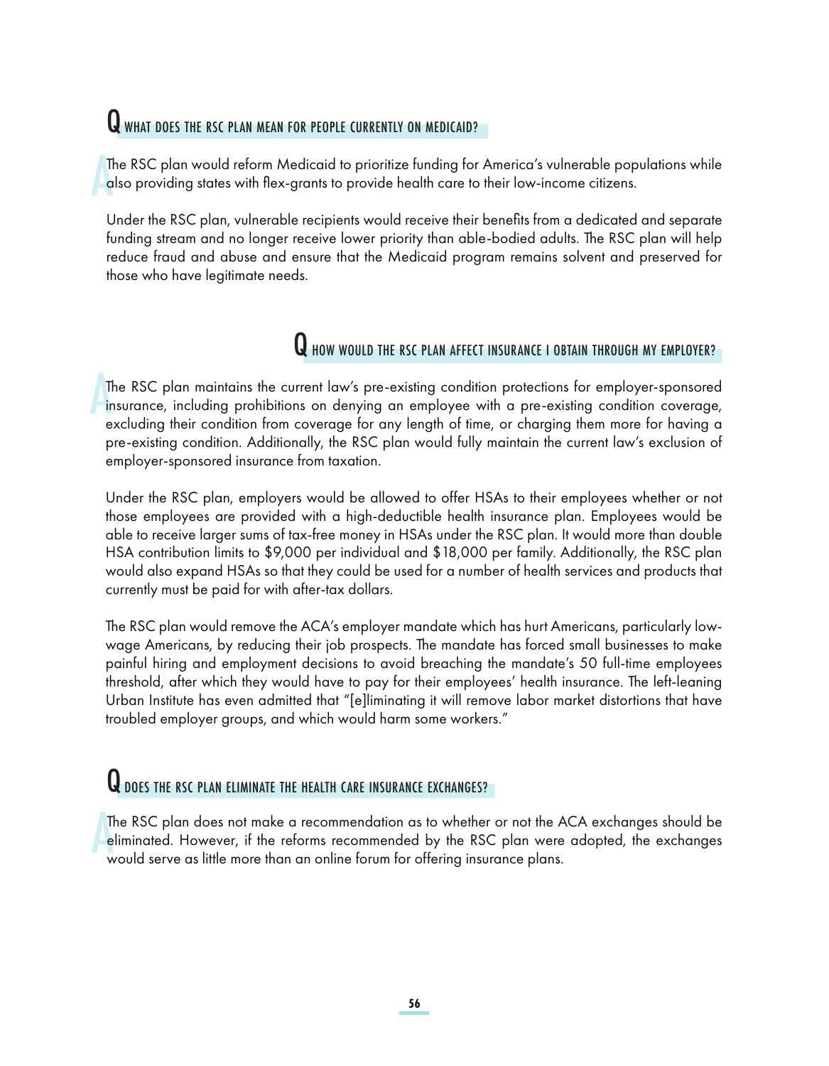## Q What does the RSC plan mean for people currently on Medicaid?

**A** The RSC plan would reform Medicaid to prioritize funding for America's vulnerable populations while also providing states with flex-grants to provide health care to their low-income citizens.

Under the RSC plan, vulnerable recipients would receive their benefits from a dedicated and separate funding stream and no longer receive lower priority than able-bodied adults. The RSC plan will help reduce fraud and abuse and ensure that the Medicaid program remains solvent and preserved for those who have legitimate needs.

## Q How would the RSC plan affect insurance I obtain through my employer?

**A** The RSC plan maintains the current law's pre-existing condition protections for employer-sponsored insurance, including prohibitions on denying an employee with a pre-existing condition coverage, excluding their condition from coverage for any length of time, or charging them more for having a pre-existing condition. Additionally, the RSC plan would fully maintain the current law's exclusion of employer-sponsored insurance from taxation.

Under the RSC plan, employers would be allowed to offer HSAs to their employees whether or not those employees are provided with a high-deductible health insurance plan. Employees would be able to receive larger sums of tax-free money in HSAs under the RSC plan. It would more than double HSA contribution limits to $9,000 per individual and $18,000 per family. Additionally, the RSC plan would also expand HSAs so that they could be used for a number of health services and products that currently must be paid for with after-tax dollars.

The RSC plan would remove the ACA's employer mandate which has hurt Americans, particularly low-wage Americans, by reducing their job prospects. The mandate has forced small businesses to make painful hiring and employment decisions to avoid breaching the mandate's 50 full-time employees threshold, after which they would have to pay for their employees' health insurance. The left-leaning Urban Institute has even admitted that "[e]liminating it will remove labor market distortions that have troubled employer groups, and which would harm some workers."

## Q Does the RSC plan eliminate the health care insurance exchanges?

**A** The RSC plan does not make a recommendation as to whether or not the ACA exchanges should be eliminated. However, if the reforms recommended by the RSC plan were adopted, the exchanges would serve as little more than an online forum for offering insurance plans.